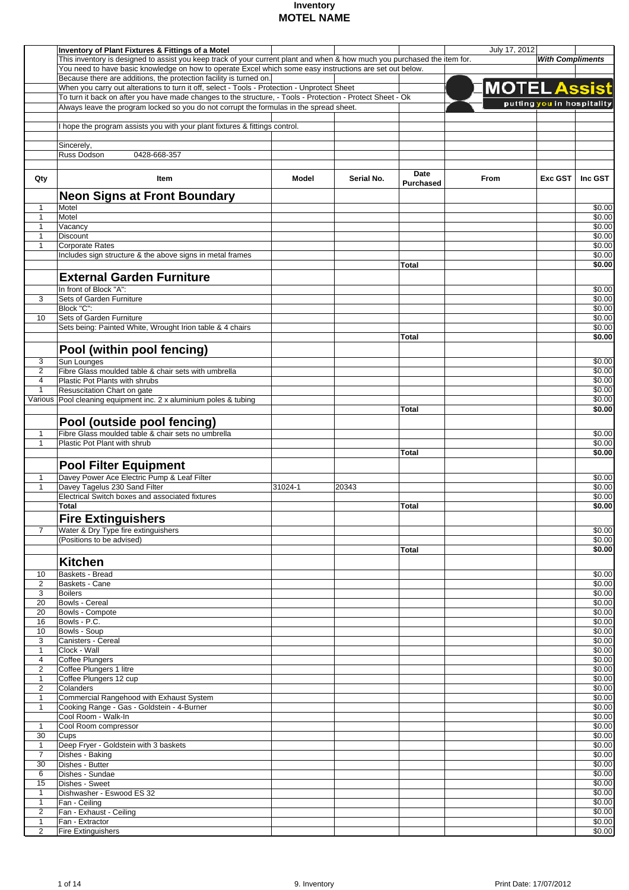# Inventory
# MOTEL NAME

**Inventory of Plant Fixtures & Fittings of a Motel** — July 17, 2012

This inventory is designed to assist you keep track of your current plant and when & how much you purchased the item for. ***With Compliments***

You need to have basic knowledge on how to operate Excel which some easy instructions are set out below.

Because there are additions, the protection facility is turned on.

When you carry out alterations to turn it off, select - Tools - Protection - Unprotect Sheet

To turn it back on after you have made changes to the structure, - Tools - Protection - Protect Sheet - Ok

Always leave the program locked so you do not corrupt the formulas in the spread sheet.

**MOTEL Assist** — putting you in hospitality

I hope the program assists you with your plant fixtures & fittings control.

Sincerely,

Russ Dodson 0428-668-357

| Qty | Item | Model | Serial No. | Date Purchased | From | Exc GST | Inc GST |
|---|---|---|---|---|---|---|---|
| | **Neon Signs at Front Boundary** | | | | | | |
| 1 | Motel | | | | | | $0.00 |
| 1 | Motel | | | | | | $0.00 |
| 1 | Vacancy | | | | | | $0.00 |
| 1 | Discount | | | | | | $0.00 |
| 1 | Corporate Rates | | | | | | $0.00 |
| | Includes sign structure & the above signs in metal frames | | | | | | $0.00 |
| | | | | **Total** | | | **$0.00** |
| | **External Garden Furniture** | | | | | | |
| | In front of Block "A": | | | | | | $0.00 |
| 3 | Sets of Garden Furniture | | | | | | $0.00 |
| | Block "C": | | | | | | $0.00 |
| 10 | Sets of Garden Furniture | | | | | | $0.00 |
| | Sets being: Painted White, Wrought Irion table & 4 chairs | | | | | | $0.00 |
| | | | | **Total** | | | **$0.00** |
| | **Pool (within pool fencing)** | | | | | | |
| 3 | Sun Lounges | | | | | | $0.00 |
| 2 | Fibre Glass moulded table & chair sets with umbrella | | | | | | $0.00 |
| 4 | Plastic Pot Plants with shrubs | | | | | | $0.00 |
| 1 | Resuscitation Chart on gate | | | | | | $0.00 |
| Various | Pool cleaning equipment inc. 2 x aluminium poles & tubing | | | | | | $0.00 |
| | | | | **Total** | | | **$0.00** |
| | **Pool (outside pool fencing)** | | | | | | |
| 1 | Fibre Glass moulded table & chair sets no umbrella | | | | | | $0.00 |
| 1 | Plastic Pot Plant with shrub | | | | | | $0.00 |
| | | | | **Total** | | | **$0.00** |
| | **Pool Filter Equipment** | | | | | | |
| 1 | Davey Power Ace Electric Pump & Leaf Filter | | | | | | $0.00 |
| 1 | Davey Tagelus 230 Sand Filter | 31024-1 | 20343 | | | | $0.00 |
| | Electrical Switch boxes and associated fixtures | | | | | | $0.00 |
| | **Total** | | | **Total** | | | **$0.00** |
| | **Fire Extinguishers** | | | | | | |
| 7 | Water & Dry Type fire extinguishers | | | | | | $0.00 |
| | (Positions to be advised) | | | | | | $0.00 |
| | | | | **Total** | | | **$0.00** |
| | **Kitchen** | | | | | | |
| 10 | Baskets - Bread | | | | | | $0.00 |
| 2 | Baskets - Cane | | | | | | $0.00 |
| 3 | Boilers | | | | | | $0.00 |
| 20 | Bowls - Cereal | | | | | | $0.00 |
| 20 | Bowls - Compote | | | | | | $0.00 |
| 16 | Bowls - P.C. | | | | | | $0.00 |
| 10 | Bowls - Soup | | | | | | $0.00 |
| 3 | Canisters - Cereal | | | | | | $0.00 |
| 1 | Clock - Wall | | | | | | $0.00 |
| 4 | Coffee Plungers | | | | | | $0.00 |
| 2 | Coffee Plungers 1 litre | | | | | | $0.00 |
| 1 | Coffee Plungers 12 cup | | | | | | $0.00 |
| 2 | Colanders | | | | | | $0.00 |
| 1 | Commercial Rangehood with Exhaust System | | | | | | $0.00 |
| 1 | Cooking Range - Gas - Goldstein - 4-Burner | | | | | | $0.00 |
| | Cool Room - Walk-In | | | | | | $0.00 |
| 1 | Cool Room compressor | | | | | | $0.00 |
| 30 | Cups | | | | | | $0.00 |
| 1 | Deep Fryer - Goldstein with 3 baskets | | | | | | $0.00 |
| 7 | Dishes - Baking | | | | | | $0.00 |
| 30 | Dishes - Butter | | | | | | $0.00 |
| 6 | Dishes - Sundae | | | | | | $0.00 |
| 15 | Dishes - Sweet | | | | | | $0.00 |
| 1 | Dishwasher - Eswood ES 32 | | | | | | $0.00 |
| 1 | Fan - Ceiling | | | | | | $0.00 |
| 2 | Fan - Exhaust - Ceiling | | | | | | $0.00 |
| 1 | Fan - Extractor | | | | | | $0.00 |
| 2 | Fire Extinguishers | | | | | | $0.00 |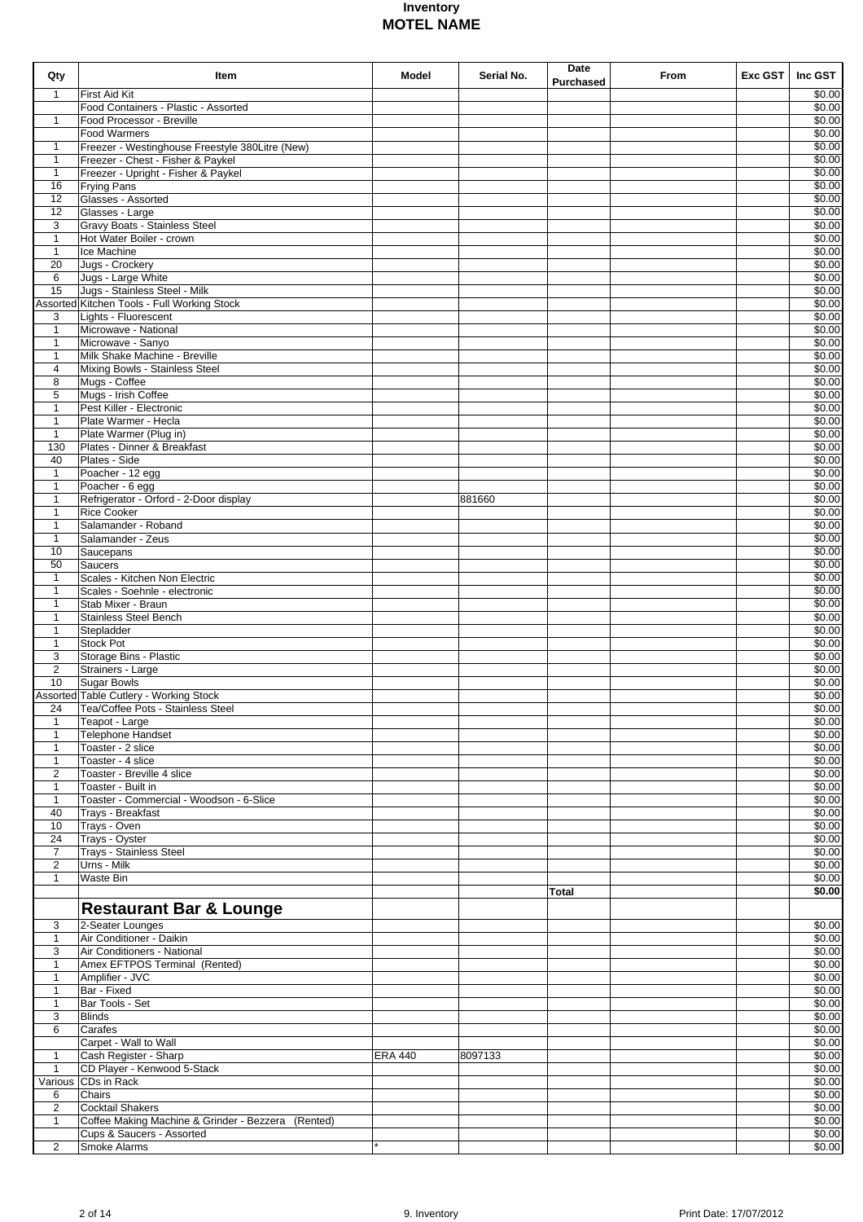# Inventory
## MOTEL NAME

| Qty | Item | Model | Serial No. | Date Purchased | From | Exc GST | Inc GST |
|---|---|---|---|---|---|---|---|
| 1 | First Aid Kit | | | | | | $0.00 |
| | Food Containers - Plastic - Assorted | | | | | | $0.00 |
| 1 | Food Processor - Breville | | | | | | $0.00 |
| | Food Warmers | | | | | | $0.00 |
| 1 | Freezer - Westinghouse Freestyle 380Litre (New) | | | | | | $0.00 |
| 1 | Freezer - Chest - Fisher & Paykel | | | | | | $0.00 |
| 1 | Freezer - Upright - Fisher & Paykel | | | | | | $0.00 |
| 16 | Frying Pans | | | | | | $0.00 |
| 12 | Glasses - Assorted | | | | | | $0.00 |
| 12 | Glasses - Large | | | | | | $0.00 |
| 3 | Gravy Boats - Stainless Steel | | | | | | $0.00 |
| 1 | Hot Water Boiler - crown | | | | | | $0.00 |
| 1 | Ice Machine | | | | | | $0.00 |
| 20 | Jugs - Crockery | | | | | | $0.00 |
| 6 | Jugs - Large White | | | | | | $0.00 |
| 15 | Jugs - Stainless Steel - Milk | | | | | | $0.00 |
| Assorted | Kitchen Tools - Full Working Stock | | | | | | $0.00 |
| 3 | Lights - Fluorescent | | | | | | $0.00 |
| 1 | Microwave - National | | | | | | $0.00 |
| 1 | Microwave - Sanyo | | | | | | $0.00 |
| 1 | Milk Shake Machine - Breville | | | | | | $0.00 |
| 4 | Mixing Bowls - Stainless Steel | | | | | | $0.00 |
| 8 | Mugs - Coffee | | | | | | $0.00 |
| 5 | Mugs - Irish Coffee | | | | | | $0.00 |
| 1 | Pest Killer - Electronic | | | | | | $0.00 |
| 1 | Plate Warmer - Hecla | | | | | | $0.00 |
| 1 | Plate Warmer (Plug in) | | | | | | $0.00 |
| 130 | Plates - Dinner & Breakfast | | | | | | $0.00 |
| 40 | Plates - Side | | | | | | $0.00 |
| 1 | Poacher - 12 egg | | | | | | $0.00 |
| 1 | Poacher - 6 egg | | | | | | $0.00 |
| 1 | Refrigerator - Orford - 2-Door display | | 881660 | | | | $0.00 |
| 1 | Rice Cooker | | | | | | $0.00 |
| 1 | Salamander - Roband | | | | | | $0.00 |
| 1 | Salamander - Zeus | | | | | | $0.00 |
| 10 | Saucepans | | | | | | $0.00 |
| 50 | Saucers | | | | | | $0.00 |
| 1 | Scales - Kitchen Non Electric | | | | | | $0.00 |
| 1 | Scales - Soehnle - electronic | | | | | | $0.00 |
| 1 | Stab Mixer - Braun | | | | | | $0.00 |
| 1 | Stainless Steel Bench | | | | | | $0.00 |
| 1 | Stepladder | | | | | | $0.00 |
| 1 | Stock Pot | | | | | | $0.00 |
| 3 | Storage Bins - Plastic | | | | | | $0.00 |
| 2 | Strainers - Large | | | | | | $0.00 |
| 10 | Sugar Bowls | | | | | | $0.00 |
| Assorted | Table Cutlery - Working Stock | | | | | | $0.00 |
| 24 | Tea/Coffee Pots - Stainless Steel | | | | | | $0.00 |
| 1 | Teapot - Large | | | | | | $0.00 |
| 1 | Telephone Handset | | | | | | $0.00 |
| 1 | Toaster - 2 slice | | | | | | $0.00 |
| 1 | Toaster - 4 slice | | | | | | $0.00 |
| 2 | Toaster - Breville 4 slice | | | | | | $0.00 |
| 1 | Toaster - Built in | | | | | | $0.00 |
| 1 | Toaster - Commercial - Woodson - 6-Slice | | | | | | $0.00 |
| 40 | Trays - Breakfast | | | | | | $0.00 |
| 10 | Trays - Oven | | | | | | $0.00 |
| 24 | Trays - Oyster | | | | | | $0.00 |
| 7 | Trays - Stainless Steel | | | | | | $0.00 |
| 2 | Urns - Milk | | | | | | $0.00 |
| 1 | Waste Bin | | | | | | $0.00 |
| | | | | **Total** | | | **$0.00** |
| | **Restaurant Bar & Lounge** | | | | | | |
| 3 | 2-Seater Lounges | | | | | | $0.00 |
| 1 | Air Conditioner - Daikin | | | | | | $0.00 |
| 3 | Air Conditioners - National | | | | | | $0.00 |
| 1 | Amex EFTPOS Terminal (Rented) | | | | | | $0.00 |
| 1 | Amplifier - JVC | | | | | | $0.00 |
| 1 | Bar - Fixed | | | | | | $0.00 |
| 1 | Bar Tools - Set | | | | | | $0.00 |
| 3 | Blinds | | | | | | $0.00 |
| 6 | Carafes | | | | | | $0.00 |
| | Carpet - Wall to Wall | | | | | | $0.00 |
| 1 | Cash Register - Sharp | ERA 440 | 8097133 | | | | $0.00 |
| 1 | CD Player - Kenwood 5-Stack | | | | | | $0.00 |
| Various | CDs in Rack | | | | | | $0.00 |
| 6 | Chairs | | | | | | $0.00 |
| 2 | Cocktail Shakers | | | | | | $0.00 |
| 1 | Coffee Making Machine & Grinder - Bezzera (Rented) | | | | | | $0.00 |
| | Cups & Saucers - Assorted | | | | | | $0.00 |
| 2 | Smoke Alarms | * | | | | | $0.00 |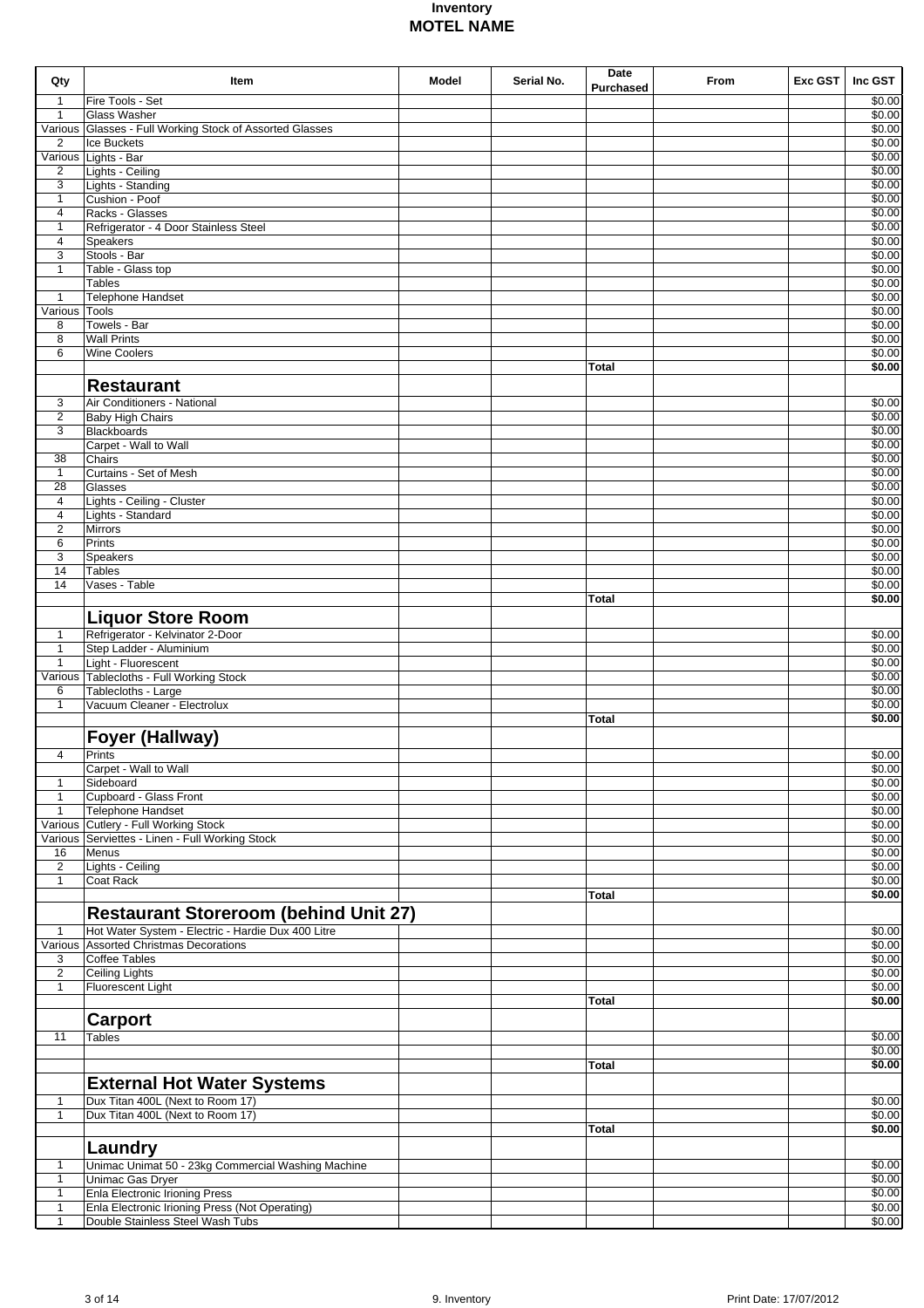# Inventory
## MOTEL NAME

| Qty | Item | Model | Serial No. | Date Purchased | From | Exc GST | Inc GST |
|---|---|---|---|---|---|---|---|
| 1 | Fire Tools - Set | | | | | | $0.00 |
| 1 | Glass Washer | | | | | | $0.00 |
| Various | Glasses - Full Working Stock of Assorted Glasses | | | | | | $0.00 |
| 2 | Ice Buckets | | | | | | $0.00 |
| Various | Lights - Bar | | | | | | $0.00 |
| 2 | Lights - Ceiling | | | | | | $0.00 |
| 3 | Lights - Standing | | | | | | $0.00 |
| 1 | Cushion - Poof | | | | | | $0.00 |
| 4 | Racks - Glasses | | | | | | $0.00 |
| 1 | Refrigerator - 4 Door Stainless Steel | | | | | | $0.00 |
| 4 | Speakers | | | | | | $0.00 |
| 3 | Stools - Bar | | | | | | $0.00 |
| 1 | Table - Glass top | | | | | | $0.00 |
| | Tables | | | | | | $0.00 |
| 1 | Telephone Handset | | | | | | $0.00 |
| Various | Tools | | | | | | $0.00 |
| 8 | Towels - Bar | | | | | | $0.00 |
| 8 | Wall Prints | | | | | | $0.00 |
| 6 | Wine Coolers | | | | | | $0.00 |
| | | | | **Total** | | | **$0.00** |
| | **Restaurant** | | | | | | |
| 3 | Air Conditioners - National | | | | | | $0.00 |
| 2 | Baby High Chairs | | | | | | $0.00 |
| 3 | Blackboards | | | | | | $0.00 |
| | Carpet - Wall to Wall | | | | | | $0.00 |
| 38 | Chairs | | | | | | $0.00 |
| 1 | Curtains - Set of Mesh | | | | | | $0.00 |
| 28 | Glasses | | | | | | $0.00 |
| 4 | Lights - Ceiling - Cluster | | | | | | $0.00 |
| 4 | Lights - Standard | | | | | | $0.00 |
| 2 | Mirrors | | | | | | $0.00 |
| 6 | Prints | | | | | | $0.00 |
| 3 | Speakers | | | | | | $0.00 |
| 14 | Tables | | | | | | $0.00 |
| 14 | Vases - Table | | | | | | $0.00 |
| | | | | **Total** | | | **$0.00** |
| | **Liquor Store Room** | | | | | | |
| 1 | Refrigerator - Kelvinator 2-Door | | | | | | $0.00 |
| 1 | Step Ladder - Aluminium | | | | | | $0.00 |
| 1 | Light - Fluorescent | | | | | | $0.00 |
| Various | Tablecloths - Full Working Stock | | | | | | $0.00 |
| 6 | Tablecloths - Large | | | | | | $0.00 |
| 1 | Vacuum Cleaner - Electrolux | | | | | | $0.00 |
| | | | | **Total** | | | **$0.00** |
| | **Foyer (Hallway)** | | | | | | |
| 4 | Prints | | | | | | $0.00 |
| | Carpet - Wall to Wall | | | | | | $0.00 |
| 1 | Sideboard | | | | | | $0.00 |
| 1 | Cupboard - Glass Front | | | | | | $0.00 |
| 1 | Telephone Handset | | | | | | $0.00 |
| Various | Cutlery - Full Working Stock | | | | | | $0.00 |
| Various | Serviettes - Linen - Full Working Stock | | | | | | $0.00 |
| 16 | Menus | | | | | | $0.00 |
| 2 | Lights - Ceiling | | | | | | $0.00 |
| 1 | Coat Rack | | | | | | $0.00 |
| | | | | **Total** | | | **$0.00** |
| | **Restaurant Storeroom (behind Unit 27)** | | | | | | |
| 1 | Hot Water System - Electric - Hardie Dux 400 Litre | | | | | | $0.00 |
| Various | Assorted Christmas Decorations | | | | | | $0.00 |
| 3 | Coffee Tables | | | | | | $0.00 |
| 2 | Ceiling Lights | | | | | | $0.00 |
| 1 | Fluorescent Light | | | | | | $0.00 |
| | | | | **Total** | | | **$0.00** |
| | **Carport** | | | | | | |
| 11 | Tables | | | | | | $0.00 |
| | | | | | | | $0.00 |
| | | | | **Total** | | | **$0.00** |
| | **External Hot Water Systems** | | | | | | |
| 1 | Dux Titan 400L (Next to Room 17) | | | | | | $0.00 |
| 1 | Dux Titan 400L (Next to Room 17) | | | | | | $0.00 |
| | | | | **Total** | | | **$0.00** |
| | **Laundry** | | | | | | |
| 1 | Unimac Unimat 50 - 23kg Commercial Washing Machine | | | | | | $0.00 |
| 1 | Unimac Gas Dryer | | | | | | $0.00 |
| 1 | Enla Electronic Irioning Press | | | | | | $0.00 |
| 1 | Enla Electronic Irioning Press (Not Operating) | | | | | | $0.00 |
| 1 | Double Stainless Steel Wash Tubs | | | | | | $0.00 |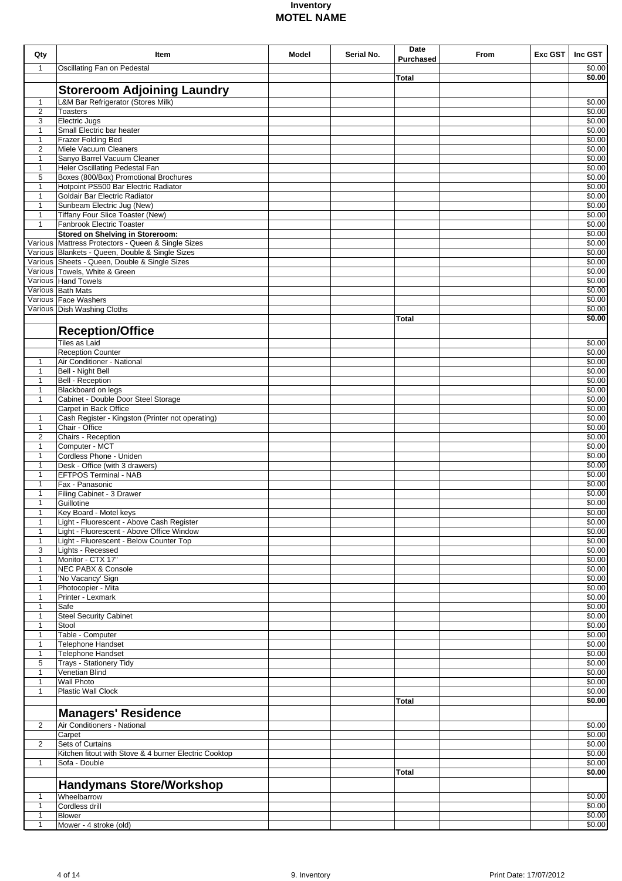# Inventory
## MOTEL NAME

| Qty | Item | Model | Serial No. | Date Purchased | From | Exc GST | Inc GST |
|---|---|---|---|---|---|---|---|
| 1 | Oscillating Fan on Pedestal | | | | | | $0.00 |
| | | | | **Total** | | | **$0.00** |
| | **Storeroom Adjoining Laundry** | | | | | | |
| 1 | L&M Bar Refrigerator (Stores Milk) | | | | | | $0.00 |
| 2 | Toasters | | | | | | $0.00 |
| 3 | Electric Jugs | | | | | | $0.00 |
| 1 | Small Electric bar heater | | | | | | $0.00 |
| 1 | Frazer Folding Bed | | | | | | $0.00 |
| 2 | Miele Vacuum Cleaners | | | | | | $0.00 |
| 1 | Sanyo Barrel Vacuum Cleaner | | | | | | $0.00 |
| 1 | Heler Oscillating Pedestal Fan | | | | | | $0.00 |
| 5 | Boxes (800/Box) Promotional Brochures | | | | | | $0.00 |
| 1 | Hotpoint PS500 Bar Electric Radiator | | | | | | $0.00 |
| 1 | Goldair Bar Electric Radiator | | | | | | $0.00 |
| 1 | Sunbeam Electric Jug (New) | | | | | | $0.00 |
| 1 | Tiffany Four Slice Toaster (New) | | | | | | $0.00 |
| 1 | Fanbrook Electric Toaster | | | | | | $0.00 |
| | **Stored on Shelving in Storeroom:** | | | | | | $0.00 |
| Various | Mattress Protectors - Queen & Single Sizes | | | | | | $0.00 |
| Various | Blankets - Queen, Double & Single Sizes | | | | | | $0.00 |
| Various | Sheets - Queen, Double & Single Sizes | | | | | | $0.00 |
| Various | Towels, White & Green | | | | | | $0.00 |
| Various | Hand Towels | | | | | | $0.00 |
| Various | Bath Mats | | | | | | $0.00 |
| Various | Face Washers | | | | | | $0.00 |
| Various | Dish Washing Cloths | | | | | | $0.00 |
| | | | | **Total** | | | **$0.00** |
| | **Reception/Office** | | | | | | |
| | Tiles as Laid | | | | | | $0.00 |
| | Reception Counter | | | | | | $0.00 |
| 1 | Air Conditioner - National | | | | | | $0.00 |
| 1 | Bell - Night Bell | | | | | | $0.00 |
| 1 | Bell - Reception | | | | | | $0.00 |
| 1 | Blackboard on legs | | | | | | $0.00 |
| 1 | Cabinet - Double Door Steel Storage | | | | | | $0.00 |
| | Carpet in Back Office | | | | | | $0.00 |
| 1 | Cash Register - Kingston (Printer not operating) | | | | | | $0.00 |
| 1 | Chair - Office | | | | | | $0.00 |
| 2 | Chairs - Reception | | | | | | $0.00 |
| 1 | Computer - MCT | | | | | | $0.00 |
| 1 | Cordless Phone - Uniden | | | | | | $0.00 |
| 1 | Desk - Office (with 3 drawers) | | | | | | $0.00 |
| 1 | EFTPOS Terminal - NAB | | | | | | $0.00 |
| 1 | Fax - Panasonic | | | | | | $0.00 |
| 1 | Filing Cabinet - 3 Drawer | | | | | | $0.00 |
| 1 | Guillotine | | | | | | $0.00 |
| 1 | Key Board - Motel keys | | | | | | $0.00 |
| 1 | Light - Fluorescent - Above Cash Register | | | | | | $0.00 |
| 1 | Light - Fluorescent - Above Office Window | | | | | | $0.00 |
| 1 | Light - Fluorescent - Below Counter Top | | | | | | $0.00 |
| 3 | Lights - Recessed | | | | | | $0.00 |
| 1 | Monitor - CTX 17" | | | | | | $0.00 |
| 1 | NEC PABX & Console | | | | | | $0.00 |
| 1 | 'No Vacancy' Sign | | | | | | $0.00 |
| 1 | Photocopier - Mita | | | | | | $0.00 |
| 1 | Printer - Lexmark | | | | | | $0.00 |
| 1 | Safe | | | | | | $0.00 |
| 1 | Steel Security Cabinet | | | | | | $0.00 |
| 1 | Stool | | | | | | $0.00 |
| 1 | Table - Computer | | | | | | $0.00 |
| 1 | Telephone Handset | | | | | | $0.00 |
| 1 | Telephone Handset | | | | | | $0.00 |
| 5 | Trays - Stationery Tidy | | | | | | $0.00 |
| 1 | Venetian Blind | | | | | | $0.00 |
| 1 | Wall Photo | | | | | | $0.00 |
| 1 | Plastic Wall Clock | | | | | | $0.00 |
| | | | | **Total** | | | **$0.00** |
| | **Managers' Residence** | | | | | | |
| 2 | Air Conditioners - National | | | | | | $0.00 |
| | Carpet | | | | | | $0.00 |
| 2 | Sets of Curtains | | | | | | $0.00 |
| | Kitchen fitout with Stove & 4 burner Electric Cooktop | | | | | | $0.00 |
| 1 | Sofa - Double | | | | | | $0.00 |
| | | | | **Total** | | | **$0.00** |
| | **Handymans Store/Workshop** | | | | | | |
| 1 | Wheelbarrow | | | | | | $0.00 |
| 1 | Cordless drill | | | | | | $0.00 |
| 1 | Blower | | | | | | $0.00 |
| 1 | Mower - 4 stroke (old) | | | | | | $0.00 |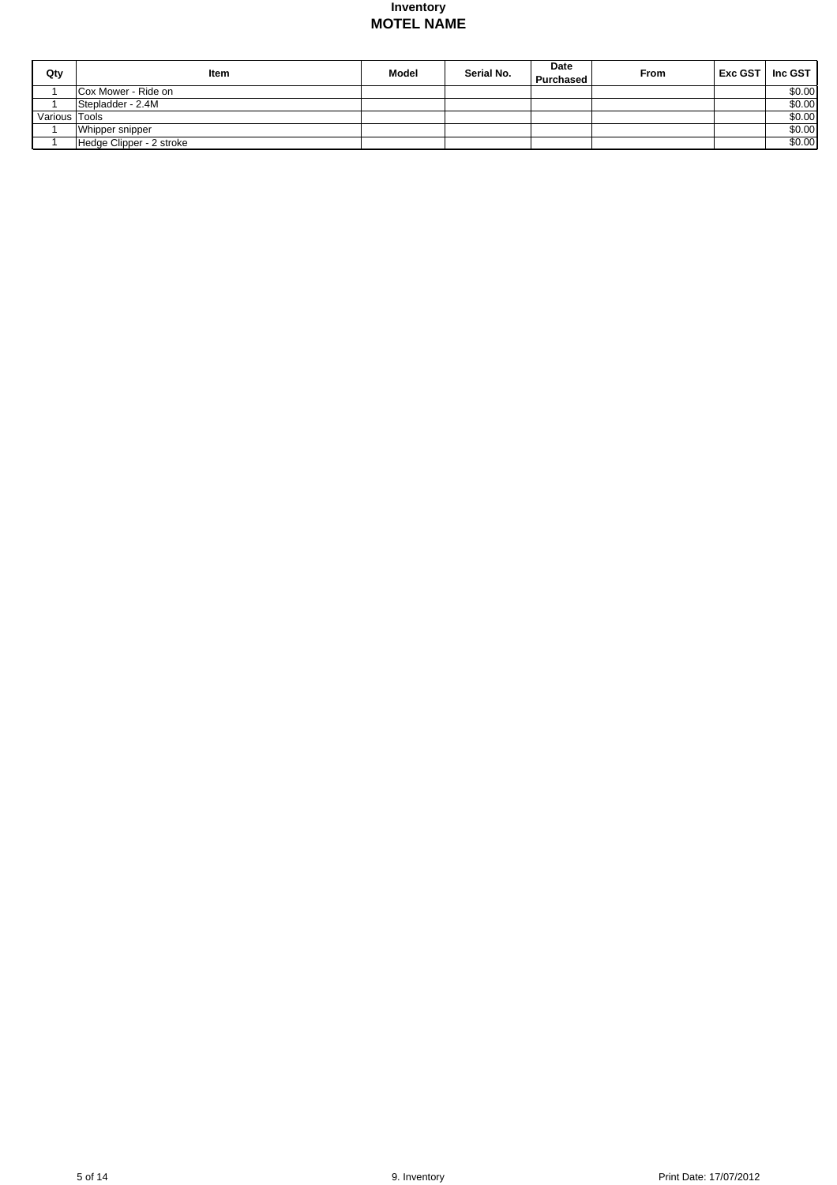# Inventory
## MOTEL NAME

| Qty | Item | Model | Serial No. | Date Purchased | From | Exc GST | Inc GST |
|---|---|---|---|---|---|---|---|
| 1 | Cox Mower - Ride on | | | | | | $0.00 |
| 1 | Stepladder - 2.4M | | | | | | $0.00 |
| Various | Tools | | | | | | $0.00 |
| 1 | Whipper snipper | | | | | | $0.00 |
| 1 | Hedge Clipper - 2 stroke | | | | | | $0.00 |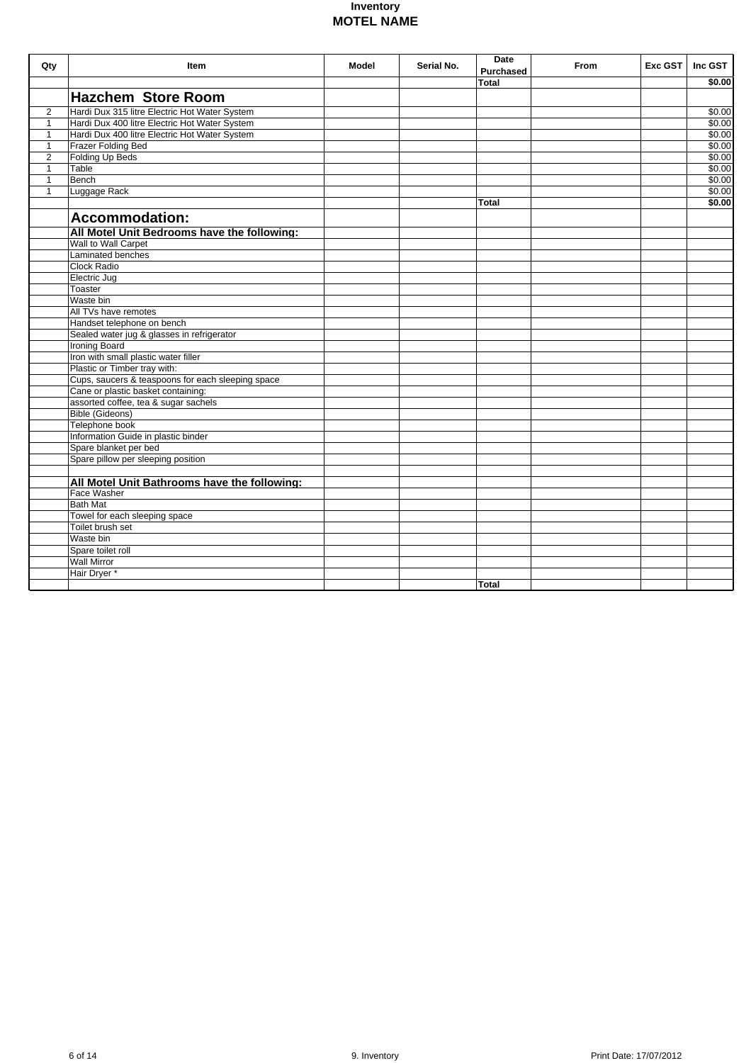# Inventory
## MOTEL NAME

| Qty | Item | Model | Serial No. | Date Purchased | From | Exc GST | Inc GST |
|---|---|---|---|---|---|---|---|
| | | | | **Total** | | | **$0.00** |
| | **Hazchem Store Room** | | | | | | |
| 2 | Hardi Dux 315 litre Electric Hot Water System | | | | | | $0.00 |
| 1 | Hardi Dux 400 litre Electric Hot Water System | | | | | | $0.00 |
| 1 | Hardi Dux 400 litre Electric Hot Water System | | | | | | $0.00 |
| 1 | Frazer Folding Bed | | | | | | $0.00 |
| 2 | Folding Up Beds | | | | | | $0.00 |
| 1 | Table | | | | | | $0.00 |
| 1 | Bench | | | | | | $0.00 |
| 1 | Luggage Rack | | | | | | $0.00 |
| | | | | **Total** | | | **$0.00** |
| | **Accommodation:** | | | | | | |
| | **All Motel Unit Bedrooms have the following:** | | | | | | |
| | Wall to Wall Carpet | | | | | | |
| | Laminated benches | | | | | | |
| | Clock Radio | | | | | | |
| | Electric Jug | | | | | | |
| | Toaster | | | | | | |
| | Waste bin | | | | | | |
| | All TVs have remotes | | | | | | |
| | Handset telephone on bench | | | | | | |
| | Sealed water jug & glasses in refrigerator | | | | | | |
| | Ironing Board | | | | | | |
| | Iron with small plastic water filler | | | | | | |
| | Plastic or Timber tray with: | | | | | | |
| | Cups, saucers & teaspoons for each sleeping space | | | | | | |
| | Cane or plastic basket containing: | | | | | | |
| | assorted coffee, tea & sugar sachels | | | | | | |
| | Bible (Gideons) | | | | | | |
| | Telephone book | | | | | | |
| | Information Guide in plastic binder | | | | | | |
| | Spare blanket per bed | | | | | | |
| | Spare pillow per sleeping position | | | | | | |
| | | | | | | | |
| | **All Motel Unit Bathrooms have the following:** | | | | | | |
| | Face Washer | | | | | | |
| | Bath Mat | | | | | | |
| | Towel for each sleeping space | | | | | | |
| | Toilet brush set | | | | | | |
| | Waste bin | | | | | | |
| | Spare toilet roll | | | | | | |
| | Wall Mirror | | | | | | |
| | Hair Dryer * | | | | | | |
| | | | | **Total** | | | |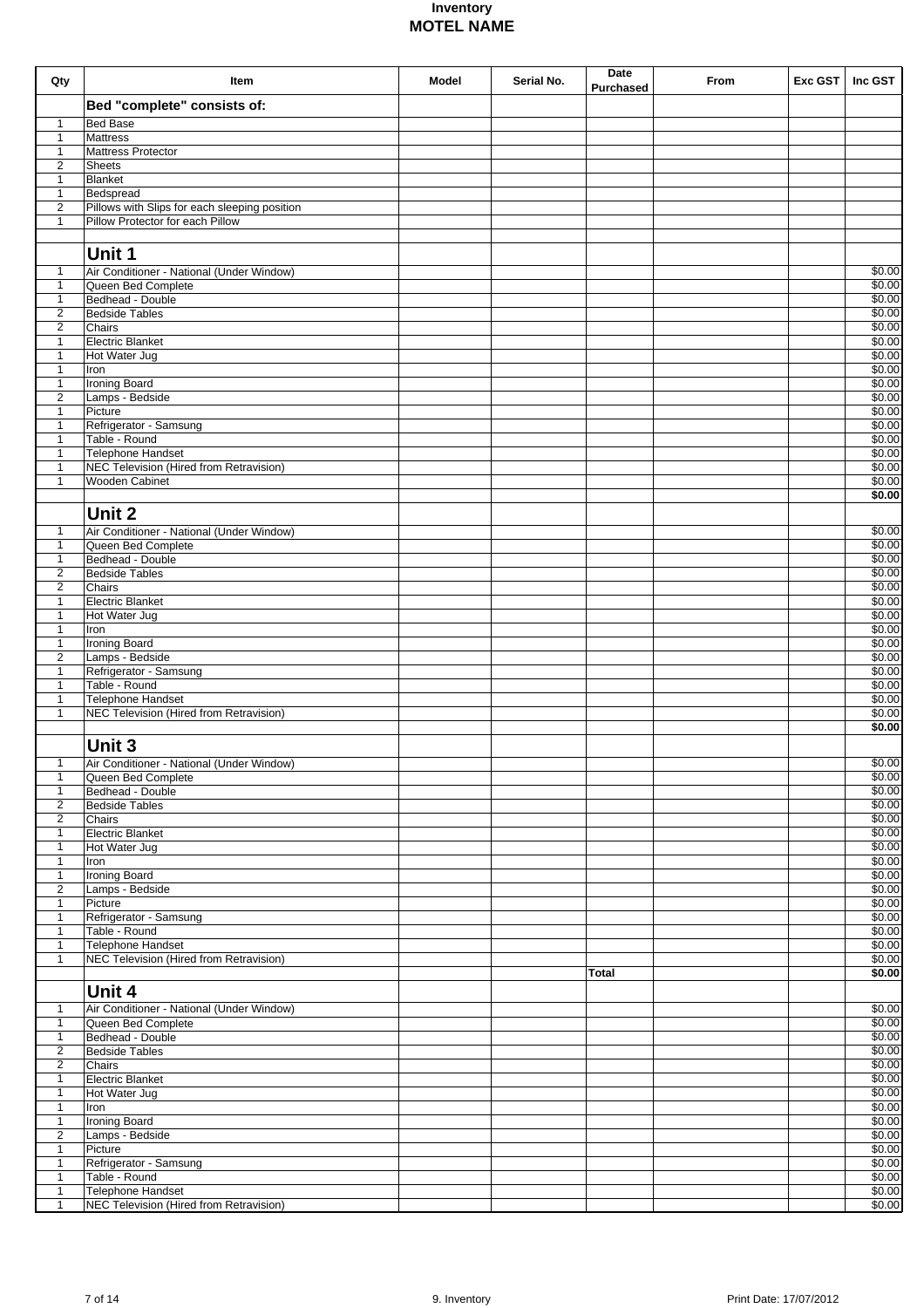# Inventory
## MOTEL NAME

| Qty | Item | Model | Serial No. | Date Purchased | From | Exc GST | Inc GST |
|---|---|---|---|---|---|---|---|
| | **Bed "complete" consists of:** | | | | | | |
| 1 | Bed Base | | | | | | |
| 1 | Mattress | | | | | | |
| 1 | Mattress Protector | | | | | | |
| 2 | Sheets | | | | | | |
| 1 | Blanket | | | | | | |
| 1 | Bedspread | | | | | | |
| 2 | Pillows with Slips for each sleeping position | | | | | | |
| 1 | Pillow Protector for each Pillow | | | | | | |
| | | | | | | | |
| | **Unit 1** | | | | | | |
| 1 | Air Conditioner - National (Under Window) | | | | | | $0.00 |
| 1 | Queen Bed Complete | | | | | | $0.00 |
| 1 | Bedhead - Double | | | | | | $0.00 |
| 2 | Bedside Tables | | | | | | $0.00 |
| 2 | Chairs | | | | | | $0.00 |
| 1 | Electric Blanket | | | | | | $0.00 |
| 1 | Hot Water Jug | | | | | | $0.00 |
| 1 | Iron | | | | | | $0.00 |
| 1 | Ironing Board | | | | | | $0.00 |
| 2 | Lamps - Bedside | | | | | | $0.00 |
| 1 | Picture | | | | | | $0.00 |
| 1 | Refrigerator - Samsung | | | | | | $0.00 |
| 1 | Table - Round | | | | | | $0.00 |
| 1 | Telephone Handset | | | | | | $0.00 |
| 1 | NEC Television (Hired from Retravision) | | | | | | $0.00 |
| 1 | Wooden Cabinet | | | | | | $0.00 |
| | | | | | | | **$0.00** |
| | **Unit 2** | | | | | | |
| 1 | Air Conditioner - National (Under Window) | | | | | | $0.00 |
| 1 | Queen Bed Complete | | | | | | $0.00 |
| 1 | Bedhead - Double | | | | | | $0.00 |
| 2 | Bedside Tables | | | | | | $0.00 |
| 2 | Chairs | | | | | | $0.00 |
| 1 | Electric Blanket | | | | | | $0.00 |
| 1 | Hot Water Jug | | | | | | $0.00 |
| 1 | Iron | | | | | | $0.00 |
| 1 | Ironing Board | | | | | | $0.00 |
| 2 | Lamps - Bedside | | | | | | $0.00 |
| 1 | Refrigerator - Samsung | | | | | | $0.00 |
| 1 | Table - Round | | | | | | $0.00 |
| 1 | Telephone Handset | | | | | | $0.00 |
| 1 | NEC Television (Hired from Retravision) | | | | | | $0.00 |
| | | | | | | | **$0.00** |
| | **Unit 3** | | | | | | |
| 1 | Air Conditioner - National (Under Window) | | | | | | $0.00 |
| 1 | Queen Bed Complete | | | | | | $0.00 |
| 1 | Bedhead - Double | | | | | | $0.00 |
| 2 | Bedside Tables | | | | | | $0.00 |
| 2 | Chairs | | | | | | $0.00 |
| 1 | Electric Blanket | | | | | | $0.00 |
| 1 | Hot Water Jug | | | | | | $0.00 |
| 1 | Iron | | | | | | $0.00 |
| 1 | Ironing Board | | | | | | $0.00 |
| 2 | Lamps - Bedside | | | | | | $0.00 |
| 1 | Picture | | | | | | $0.00 |
| 1 | Refrigerator - Samsung | | | | | | $0.00 |
| 1 | Table - Round | | | | | | $0.00 |
| 1 | Telephone Handset | | | | | | $0.00 |
| 1 | NEC Television (Hired from Retravision) | | | | | | $0.00 |
| | | | | **Total** | | | **$0.00** |
| | **Unit 4** | | | | | | |
| 1 | Air Conditioner - National (Under Window) | | | | | | $0.00 |
| 1 | Queen Bed Complete | | | | | | $0.00 |
| 1 | Bedhead - Double | | | | | | $0.00 |
| 2 | Bedside Tables | | | | | | $0.00 |
| 2 | Chairs | | | | | | $0.00 |
| 1 | Electric Blanket | | | | | | $0.00 |
| 1 | Hot Water Jug | | | | | | $0.00 |
| 1 | Iron | | | | | | $0.00 |
| 1 | Ironing Board | | | | | | $0.00 |
| 2 | Lamps - Bedside | | | | | | $0.00 |
| 1 | Picture | | | | | | $0.00 |
| 1 | Refrigerator - Samsung | | | | | | $0.00 |
| 1 | Table - Round | | | | | | $0.00 |
| 1 | Telephone Handset | | | | | | $0.00 |
| 1 | NEC Television (Hired from Retravision) | | | | | | $0.00 |

9. Inventory

Print Date: 17/07/2012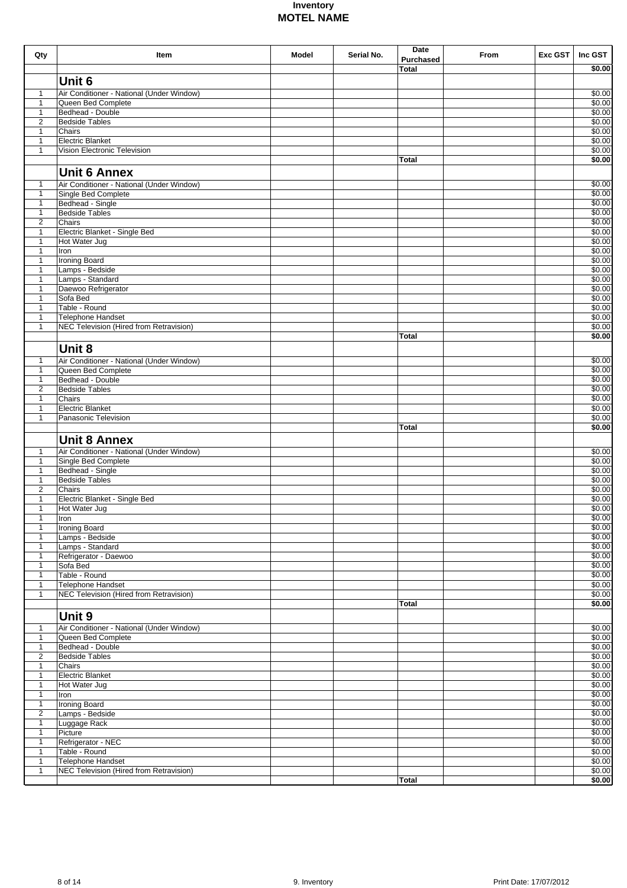**Inventory**
**MOTEL NAME**

| Qty | Item | Model | Serial No. | Date Purchased | From | Exc GST | Inc GST |
|---|---|---|---|---|---|---|---|
| | | | | **Total** | | | **$0.00** |
| | **Unit 6** | | | | | | |
| 1 | Air Conditioner - National (Under Window) | | | | | | $0.00 |
| 1 | Queen Bed Complete | | | | | | $0.00 |
| 1 | Bedhead - Double | | | | | | $0.00 |
| 2 | Bedside Tables | | | | | | $0.00 |
| 1 | Chairs | | | | | | $0.00 |
| 1 | Electric Blanket | | | | | | $0.00 |
| 1 | Vision Electronic Television | | | | | | $0.00 |
| | | | | **Total** | | | **$0.00** |
| | **Unit 6 Annex** | | | | | | |
| 1 | Air Conditioner - National (Under Window) | | | | | | $0.00 |
| 1 | Single Bed Complete | | | | | | $0.00 |
| 1 | Bedhead - Single | | | | | | $0.00 |
| 1 | Bedside Tables | | | | | | $0.00 |
| 2 | Chairs | | | | | | $0.00 |
| 1 | Electric Blanket - Single Bed | | | | | | $0.00 |
| 1 | Hot Water Jug | | | | | | $0.00 |
| 1 | Iron | | | | | | $0.00 |
| 1 | Ironing Board | | | | | | $0.00 |
| 1 | Lamps - Bedside | | | | | | $0.00 |
| 1 | Lamps - Standard | | | | | | $0.00 |
| 1 | Daewoo Refrigerator | | | | | | $0.00 |
| 1 | Sofa Bed | | | | | | $0.00 |
| 1 | Table - Round | | | | | | $0.00 |
| 1 | Telephone Handset | | | | | | $0.00 |
| 1 | NEC Television (Hired from Retravision) | | | | | | $0.00 |
| | | | | **Total** | | | **$0.00** |
| | **Unit 8** | | | | | | |
| 1 | Air Conditioner - National (Under Window) | | | | | | $0.00 |
| 1 | Queen Bed Complete | | | | | | $0.00 |
| 1 | Bedhead - Double | | | | | | $0.00 |
| 2 | Bedside Tables | | | | | | $0.00 |
| 1 | Chairs | | | | | | $0.00 |
| 1 | Electric Blanket | | | | | | $0.00 |
| 1 | Panasonic Television | | | | | | $0.00 |
| | | | | **Total** | | | **$0.00** |
| | **Unit 8 Annex** | | | | | | |
| 1 | Air Conditioner - National (Under Window) | | | | | | $0.00 |
| 1 | Single Bed Complete | | | | | | $0.00 |
| 1 | Bedhead - Single | | | | | | $0.00 |
| 1 | Bedside Tables | | | | | | $0.00 |
| 2 | Chairs | | | | | | $0.00 |
| 1 | Electric Blanket - Single Bed | | | | | | $0.00 |
| 1 | Hot Water Jug | | | | | | $0.00 |
| 1 | Iron | | | | | | $0.00 |
| 1 | Ironing Board | | | | | | $0.00 |
| 1 | Lamps - Bedside | | | | | | $0.00 |
| 1 | Lamps - Standard | | | | | | $0.00 |
| 1 | Refrigerator - Daewoo | | | | | | $0.00 |
| 1 | Sofa Bed | | | | | | $0.00 |
| 1 | Table - Round | | | | | | $0.00 |
| 1 | Telephone Handset | | | | | | $0.00 |
| 1 | NEC Television (Hired from Retravision) | | | | | | $0.00 |
| | | | | **Total** | | | **$0.00** |
| | **Unit 9** | | | | | | |
| 1 | Air Conditioner - National (Under Window) | | | | | | $0.00 |
| 1 | Queen Bed Complete | | | | | | $0.00 |
| 1 | Bedhead - Double | | | | | | $0.00 |
| 2 | Bedside Tables | | | | | | $0.00 |
| 1 | Chairs | | | | | | $0.00 |
| 1 | Electric Blanket | | | | | | $0.00 |
| 1 | Hot Water Jug | | | | | | $0.00 |
| 1 | Iron | | | | | | $0.00 |
| 1 | Ironing Board | | | | | | $0.00 |
| 2 | Lamps - Bedside | | | | | | $0.00 |
| 1 | Luggage Rack | | | | | | $0.00 |
| 1 | Picture | | | | | | $0.00 |
| 1 | Refrigerator - NEC | | | | | | $0.00 |
| 1 | Table - Round | | | | | | $0.00 |
| 1 | Telephone Handset | | | | | | $0.00 |
| 1 | NEC Television (Hired from Retravision) | | | | | | $0.00 |
| | | | | **Total** | | | **$0.00** |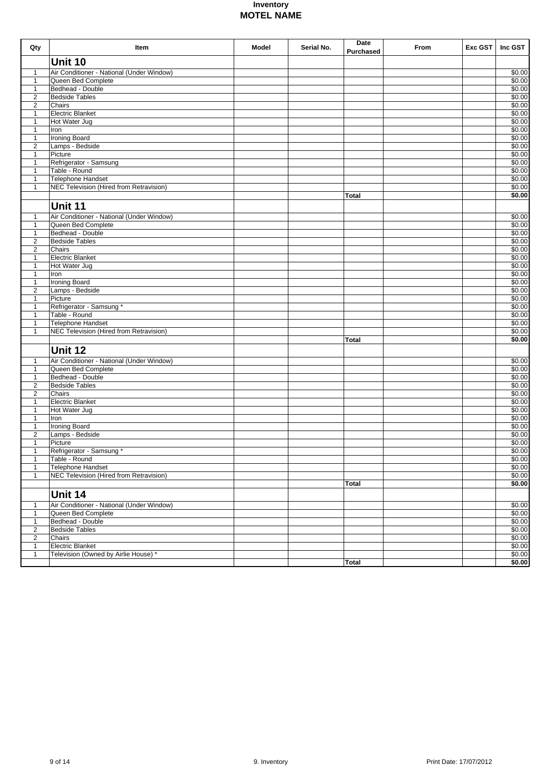# Inventory
## MOTEL NAME

| Qty | Item | Model | Serial No. | Date Purchased | From | Exc GST | Inc GST |
|---|---|---|---|---|---|---|---|
| | **Unit 10** | | | | | | |
| 1 | Air Conditioner - National (Under Window) | | | | | | $0.00 |
| 1 | Queen Bed Complete | | | | | | $0.00 |
| 1 | Bedhead - Double | | | | | | $0.00 |
| 2 | Bedside Tables | | | | | | $0.00 |
| 2 | Chairs | | | | | | $0.00 |
| 1 | Electric Blanket | | | | | | $0.00 |
| 1 | Hot Water Jug | | | | | | $0.00 |
| 1 | Iron | | | | | | $0.00 |
| 1 | Ironing Board | | | | | | $0.00 |
| 2 | Lamps - Bedside | | | | | | $0.00 |
| 1 | Picture | | | | | | $0.00 |
| 1 | Refrigerator - Samsung | | | | | | $0.00 |
| 1 | Table - Round | | | | | | $0.00 |
| 1 | Telephone Handset | | | | | | $0.00 |
| 1 | NEC Television (Hired from Retravision) | | | | | | $0.00 |
| | | | | **Total** | | | **$0.00** |
| | **Unit 11** | | | | | | |
| 1 | Air Conditioner - National (Under Window) | | | | | | $0.00 |
| 1 | Queen Bed Complete | | | | | | $0.00 |
| 1 | Bedhead - Double | | | | | | $0.00 |
| 2 | Bedside Tables | | | | | | $0.00 |
| 2 | Chairs | | | | | | $0.00 |
| 1 | Electric Blanket | | | | | | $0.00 |
| 1 | Hot Water Jug | | | | | | $0.00 |
| 1 | Iron | | | | | | $0.00 |
| 1 | Ironing Board | | | | | | $0.00 |
| 2 | Lamps - Bedside | | | | | | $0.00 |
| 1 | Picture | | | | | | $0.00 |
| 1 | Refrigerator - Samsung * | | | | | | $0.00 |
| 1 | Table - Round | | | | | | $0.00 |
| 1 | Telephone Handset | | | | | | $0.00 |
| 1 | NEC Television (Hired from Retravision) | | | | | | $0.00 |
| | | | | **Total** | | | **$0.00** |
| | **Unit 12** | | | | | | |
| 1 | Air Conditioner - National (Under Window) | | | | | | $0.00 |
| 1 | Queen Bed Complete | | | | | | $0.00 |
| 1 | Bedhead - Double | | | | | | $0.00 |
| 2 | Bedside Tables | | | | | | $0.00 |
| 2 | Chairs | | | | | | $0.00 |
| 1 | Electric Blanket | | | | | | $0.00 |
| 1 | Hot Water Jug | | | | | | $0.00 |
| 1 | Iron | | | | | | $0.00 |
| 1 | Ironing Board | | | | | | $0.00 |
| 2 | Lamps - Bedside | | | | | | $0.00 |
| 1 | Picture | | | | | | $0.00 |
| 1 | Refrigerator - Samsung * | | | | | | $0.00 |
| 1 | Table - Round | | | | | | $0.00 |
| 1 | Telephone Handset | | | | | | $0.00 |
| 1 | NEC Television (Hired from Retravision) | | | | | | $0.00 |
| | | | | **Total** | | | **$0.00** |
| | **Unit 14** | | | | | | |
| 1 | Air Conditioner - National (Under Window) | | | | | | $0.00 |
| 1 | Queen Bed Complete | | | | | | $0.00 |
| 1 | Bedhead - Double | | | | | | $0.00 |
| 2 | Bedside Tables | | | | | | $0.00 |
| 2 | Chairs | | | | | | $0.00 |
| 1 | Electric Blanket | | | | | | $0.00 |
| 1 | Television (Owned by Airlie House) * | | | | | | $0.00 |
| | | | | **Total** | | | **$0.00** |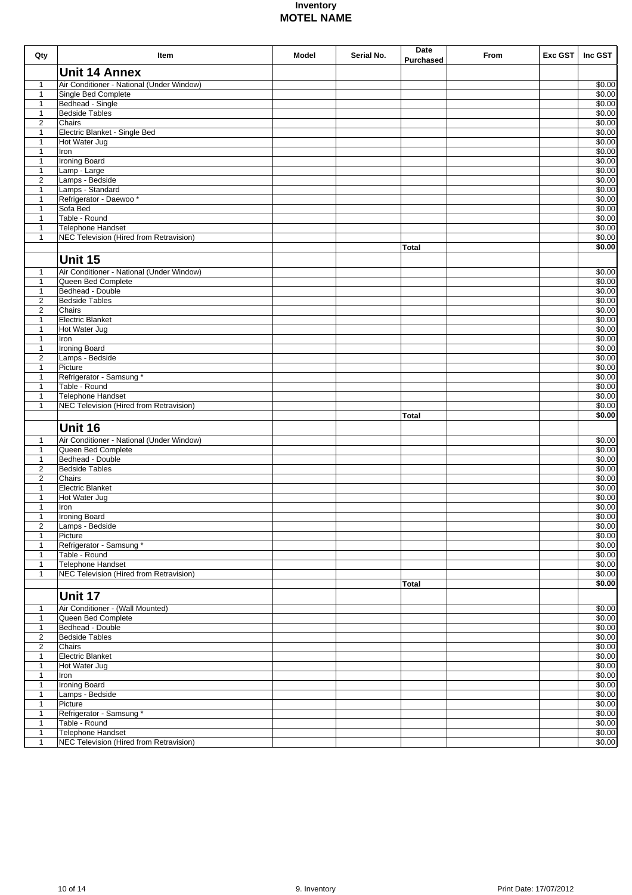# Inventory
## MOTEL NAME

| Qty | Item | Model | Serial No. | Date Purchased | From | Exc GST | Inc GST |
|---|---|---|---|---|---|---|---|
| | **Unit 14 Annex** | | | | | | |
| 1 | Air Conditioner - National (Under Window) | | | | | | $0.00 |
| 1 | Single Bed Complete | | | | | | $0.00 |
| 1 | Bedhead - Single | | | | | | $0.00 |
| 1 | Bedside Tables | | | | | | $0.00 |
| 2 | Chairs | | | | | | $0.00 |
| 1 | Electric Blanket - Single Bed | | | | | | $0.00 |
| 1 | Hot Water Jug | | | | | | $0.00 |
| 1 | Iron | | | | | | $0.00 |
| 1 | Ironing Board | | | | | | $0.00 |
| 1 | Lamp - Large | | | | | | $0.00 |
| 2 | Lamps - Bedside | | | | | | $0.00 |
| 1 | Lamps - Standard | | | | | | $0.00 |
| 1 | Refrigerator - Daewoo * | | | | | | $0.00 |
| 1 | Sofa Bed | | | | | | $0.00 |
| 1 | Table - Round | | | | | | $0.00 |
| 1 | Telephone Handset | | | | | | $0.00 |
| 1 | NEC Television (Hired from Retravision) | | | | | | $0.00 |
| | | | | **Total** | | | **$0.00** |
| | **Unit 15** | | | | | | |
| 1 | Air Conditioner - National (Under Window) | | | | | | $0.00 |
| 1 | Queen Bed Complete | | | | | | $0.00 |
| 1 | Bedhead - Double | | | | | | $0.00 |
| 2 | Bedside Tables | | | | | | $0.00 |
| 2 | Chairs | | | | | | $0.00 |
| 1 | Electric Blanket | | | | | | $0.00 |
| 1 | Hot Water Jug | | | | | | $0.00 |
| 1 | Iron | | | | | | $0.00 |
| 1 | Ironing Board | | | | | | $0.00 |
| 2 | Lamps - Bedside | | | | | | $0.00 |
| 1 | Picture | | | | | | $0.00 |
| 1 | Refrigerator - Samsung * | | | | | | $0.00 |
| 1 | Table - Round | | | | | | $0.00 |
| 1 | Telephone Handset | | | | | | $0.00 |
| 1 | NEC Television (Hired from Retravision) | | | | | | $0.00 |
| | | | | **Total** | | | **$0.00** |
| | **Unit 16** | | | | | | |
| 1 | Air Conditioner - National (Under Window) | | | | | | $0.00 |
| 1 | Queen Bed Complete | | | | | | $0.00 |
| 1 | Bedhead - Double | | | | | | $0.00 |
| 2 | Bedside Tables | | | | | | $0.00 |
| 2 | Chairs | | | | | | $0.00 |
| 1 | Electric Blanket | | | | | | $0.00 |
| 1 | Hot Water Jug | | | | | | $0.00 |
| 1 | Iron | | | | | | $0.00 |
| 1 | Ironing Board | | | | | | $0.00 |
| 2 | Lamps - Bedside | | | | | | $0.00 |
| 1 | Picture | | | | | | $0.00 |
| 1 | Refrigerator - Samsung * | | | | | | $0.00 |
| 1 | Table - Round | | | | | | $0.00 |
| 1 | Telephone Handset | | | | | | $0.00 |
| 1 | NEC Television (Hired from Retravision) | | | | | | $0.00 |
| | | | | **Total** | | | **$0.00** |
| | **Unit 17** | | | | | | |
| 1 | Air Conditioner - (Wall Mounted) | | | | | | $0.00 |
| 1 | Queen Bed Complete | | | | | | $0.00 |
| 1 | Bedhead - Double | | | | | | $0.00 |
| 2 | Bedside Tables | | | | | | $0.00 |
| 2 | Chairs | | | | | | $0.00 |
| 1 | Electric Blanket | | | | | | $0.00 |
| 1 | Hot Water Jug | | | | | | $0.00 |
| 1 | Iron | | | | | | $0.00 |
| 1 | Ironing Board | | | | | | $0.00 |
| 1 | Lamps - Bedside | | | | | | $0.00 |
| 1 | Picture | | | | | | $0.00 |
| 1 | Refrigerator - Samsung * | | | | | | $0.00 |
| 1 | Table - Round | | | | | | $0.00 |
| 1 | Telephone Handset | | | | | | $0.00 |
| 1 | NEC Television (Hired from Retravision) | | | | | | $0.00 |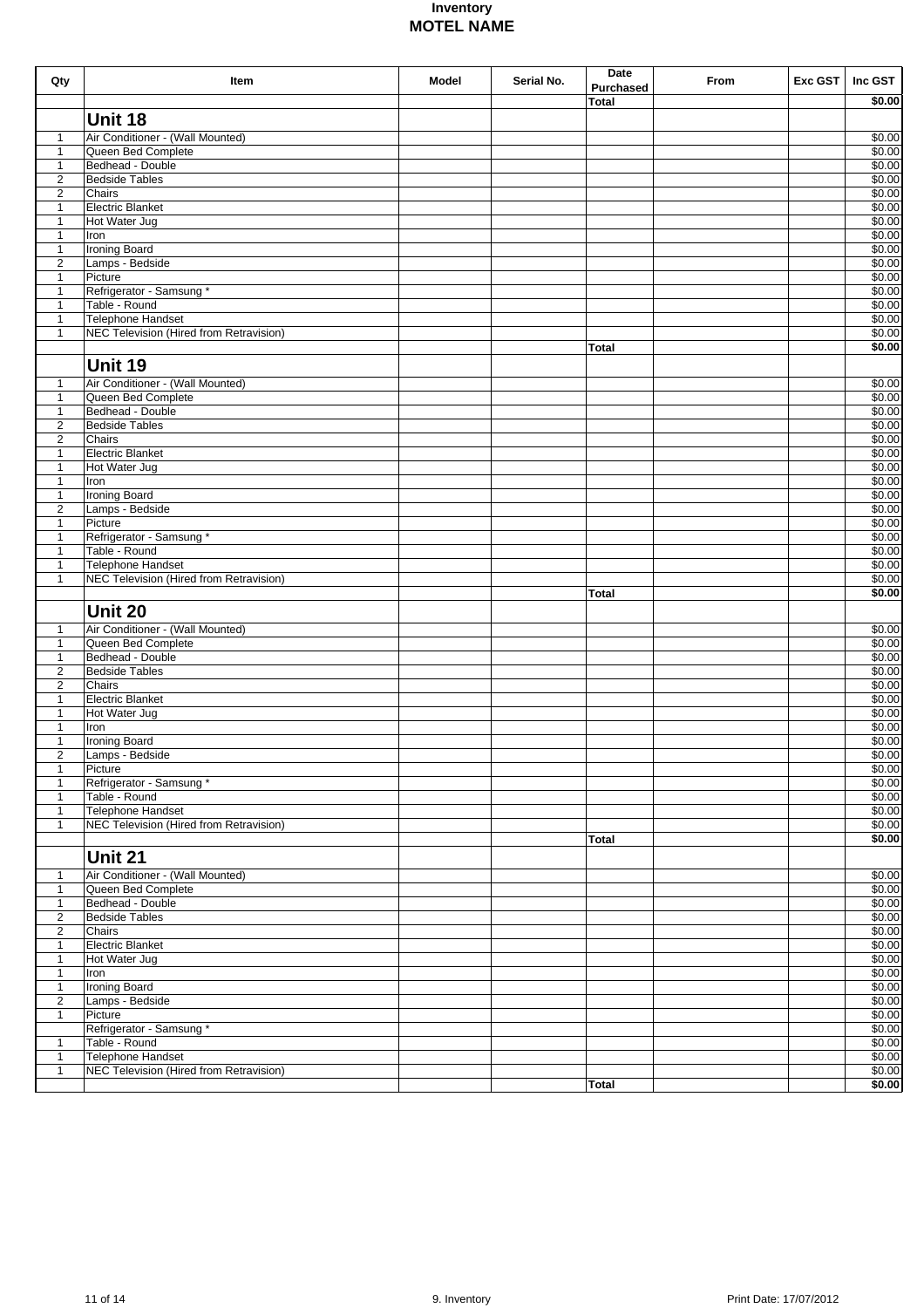# Inventory
## MOTEL NAME

| Qty | Item | Model | Serial No. | Date Purchased | From | Exc GST | Inc GST |
|---|---|---|---|---|---|---|---|
| | | | | **Total** | | | **$0.00** |
| | **Unit 18** | | | | | | |
| 1 | Air Conditioner - (Wall Mounted) | | | | | | $0.00 |
| 1 | Queen Bed Complete | | | | | | $0.00 |
| 1 | Bedhead - Double | | | | | | $0.00 |
| 2 | Bedside Tables | | | | | | $0.00 |
| 2 | Chairs | | | | | | $0.00 |
| 1 | Electric Blanket | | | | | | $0.00 |
| 1 | Hot Water Jug | | | | | | $0.00 |
| 1 | Iron | | | | | | $0.00 |
| 1 | Ironing Board | | | | | | $0.00 |
| 2 | Lamps - Bedside | | | | | | $0.00 |
| 1 | Picture | | | | | | $0.00 |
| 1 | Refrigerator - Samsung * | | | | | | $0.00 |
| 1 | Table - Round | | | | | | $0.00 |
| 1 | Telephone Handset | | | | | | $0.00 |
| 1 | NEC Television (Hired from Retravision) | | | | | | $0.00 |
| | | | | **Total** | | | **$0.00** |
| | **Unit 19** | | | | | | |
| 1 | Air Conditioner - (Wall Mounted) | | | | | | $0.00 |
| 1 | Queen Bed Complete | | | | | | $0.00 |
| 1 | Bedhead - Double | | | | | | $0.00 |
| 2 | Bedside Tables | | | | | | $0.00 |
| 2 | Chairs | | | | | | $0.00 |
| 1 | Electric Blanket | | | | | | $0.00 |
| 1 | Hot Water Jug | | | | | | $0.00 |
| 1 | Iron | | | | | | $0.00 |
| 1 | Ironing Board | | | | | | $0.00 |
| 2 | Lamps - Bedside | | | | | | $0.00 |
| 1 | Picture | | | | | | $0.00 |
| 1 | Refrigerator - Samsung * | | | | | | $0.00 |
| 1 | Table - Round | | | | | | $0.00 |
| 1 | Telephone Handset | | | | | | $0.00 |
| 1 | NEC Television (Hired from Retravision) | | | | | | $0.00 |
| | | | | **Total** | | | **$0.00** |
| | **Unit 20** | | | | | | |
| 1 | Air Conditioner - (Wall Mounted) | | | | | | $0.00 |
| 1 | Queen Bed Complete | | | | | | $0.00 |
| 1 | Bedhead - Double | | | | | | $0.00 |
| 2 | Bedside Tables | | | | | | $0.00 |
| 2 | Chairs | | | | | | $0.00 |
| 1 | Electric Blanket | | | | | | $0.00 |
| 1 | Hot Water Jug | | | | | | $0.00 |
| 1 | Iron | | | | | | $0.00 |
| 1 | Ironing Board | | | | | | $0.00 |
| 2 | Lamps - Bedside | | | | | | $0.00 |
| 1 | Picture | | | | | | $0.00 |
| 1 | Refrigerator - Samsung * | | | | | | $0.00 |
| 1 | Table - Round | | | | | | $0.00 |
| 1 | Telephone Handset | | | | | | $0.00 |
| 1 | NEC Television (Hired from Retravision) | | | | | | $0.00 |
| | | | | **Total** | | | **$0.00** |
| | **Unit 21** | | | | | | |
| 1 | Air Conditioner - (Wall Mounted) | | | | | | $0.00 |
| 1 | Queen Bed Complete | | | | | | $0.00 |
| 1 | Bedhead - Double | | | | | | $0.00 |
| 2 | Bedside Tables | | | | | | $0.00 |
| 2 | Chairs | | | | | | $0.00 |
| 1 | Electric Blanket | | | | | | $0.00 |
| 1 | Hot Water Jug | | | | | | $0.00 |
| 1 | Iron | | | | | | $0.00 |
| 1 | Ironing Board | | | | | | $0.00 |
| 2 | Lamps - Bedside | | | | | | $0.00 |
| 1 | Picture | | | | | | $0.00 |
| | Refrigerator - Samsung * | | | | | | $0.00 |
| 1 | Table - Round | | | | | | $0.00 |
| 1 | Telephone Handset | | | | | | $0.00 |
| 1 | NEC Television (Hired from Retravision) | | | | | | $0.00 |
| | | | | **Total** | | | **$0.00** |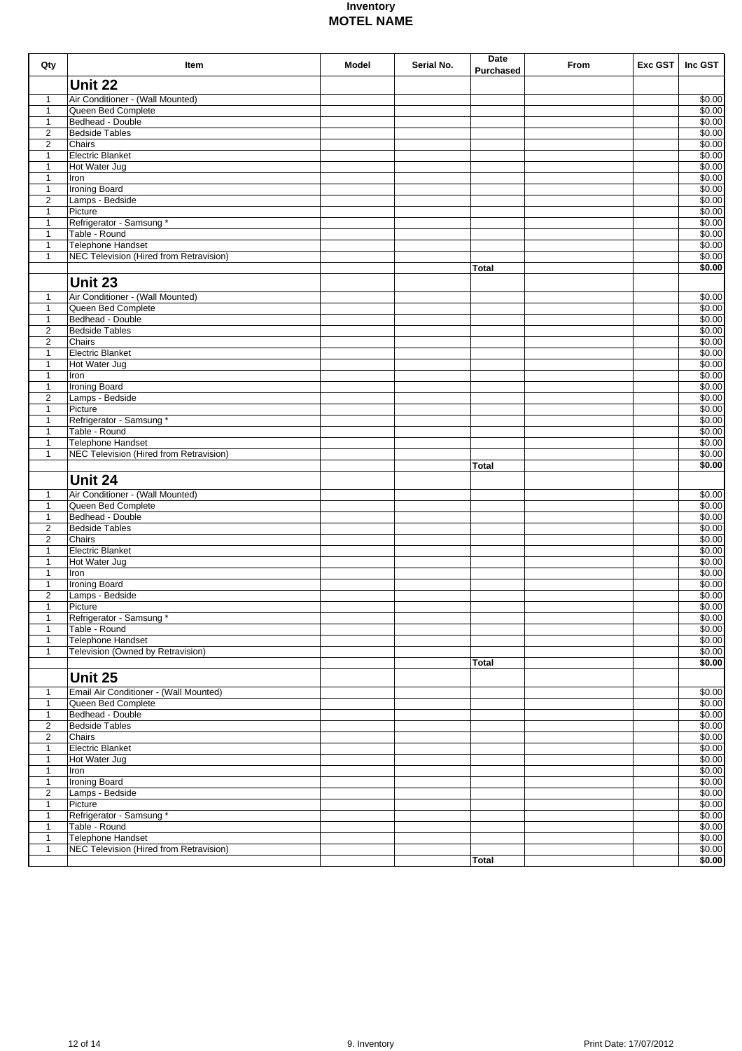# Inventory
# MOTEL NAME

| Qty | Item | Model | Serial No. | Date Purchased | From | Exc GST | Inc GST |
|---|---|---|---|---|---|---|---|
| | **Unit 22** | | | | | | |
| 1 | Air Conditioner - (Wall Mounted) | | | | | | $0.00 |
| 1 | Queen Bed Complete | | | | | | $0.00 |
| 1 | Bedhead - Double | | | | | | $0.00 |
| 2 | Bedside Tables | | | | | | $0.00 |
| 2 | Chairs | | | | | | $0.00 |
| 1 | Electric Blanket | | | | | | $0.00 |
| 1 | Hot Water Jug | | | | | | $0.00 |
| 1 | Iron | | | | | | $0.00 |
| 1 | Ironing Board | | | | | | $0.00 |
| 2 | Lamps - Bedside | | | | | | $0.00 |
| 1 | Picture | | | | | | $0.00 |
| 1 | Refrigerator - Samsung * | | | | | | $0.00 |
| 1 | Table - Round | | | | | | $0.00 |
| 1 | Telephone Handset | | | | | | $0.00 |
| 1 | NEC Television (Hired from Retravision) | | | | | | $0.00 |
| | | | | **Total** | | | **$0.00** |
| | **Unit 23** | | | | | | |
| 1 | Air Conditioner - (Wall Mounted) | | | | | | $0.00 |
| 1 | Queen Bed Complete | | | | | | $0.00 |
| 1 | Bedhead - Double | | | | | | $0.00 |
| 2 | Bedside Tables | | | | | | $0.00 |
| 2 | Chairs | | | | | | $0.00 |
| 1 | Electric Blanket | | | | | | $0.00 |
| 1 | Hot Water Jug | | | | | | $0.00 |
| 1 | Iron | | | | | | $0.00 |
| 1 | Ironing Board | | | | | | $0.00 |
| 2 | Lamps - Bedside | | | | | | $0.00 |
| 1 | Picture | | | | | | $0.00 |
| 1 | Refrigerator - Samsung * | | | | | | $0.00 |
| 1 | Table - Round | | | | | | $0.00 |
| 1 | Telephone Handset | | | | | | $0.00 |
| 1 | NEC Television (Hired from Retravision) | | | | | | $0.00 |
| | | | | **Total** | | | **$0.00** |
| | **Unit 24** | | | | | | |
| 1 | Air Conditioner - (Wall Mounted) | | | | | | $0.00 |
| 1 | Queen Bed Complete | | | | | | $0.00 |
| 1 | Bedhead - Double | | | | | | $0.00 |
| 2 | Bedside Tables | | | | | | $0.00 |
| 2 | Chairs | | | | | | $0.00 |
| 1 | Electric Blanket | | | | | | $0.00 |
| 1 | Hot Water Jug | | | | | | $0.00 |
| 1 | Iron | | | | | | $0.00 |
| 1 | Ironing Board | | | | | | $0.00 |
| 2 | Lamps - Bedside | | | | | | $0.00 |
| 1 | Picture | | | | | | $0.00 |
| 1 | Refrigerator - Samsung * | | | | | | $0.00 |
| 1 | Table - Round | | | | | | $0.00 |
| 1 | Telephone Handset | | | | | | $0.00 |
| 1 | Television (Owned by Retravision) | | | | | | $0.00 |
| | | | | **Total** | | | **$0.00** |
| | **Unit 25** | | | | | | |
| 1 | Email Air Conditioner - (Wall Mounted) | | | | | | $0.00 |
| 1 | Queen Bed Complete | | | | | | $0.00 |
| 1 | Bedhead - Double | | | | | | $0.00 |
| 2 | Bedside Tables | | | | | | $0.00 |
| 2 | Chairs | | | | | | $0.00 |
| 1 | Electric Blanket | | | | | | $0.00 |
| 1 | Hot Water Jug | | | | | | $0.00 |
| 1 | Iron | | | | | | $0.00 |
| 1 | Ironing Board | | | | | | $0.00 |
| 2 | Lamps - Bedside | | | | | | $0.00 |
| 1 | Picture | | | | | | $0.00 |
| 1 | Refrigerator - Samsung * | | | | | | $0.00 |
| 1 | Table - Round | | | | | | $0.00 |
| 1 | Telephone Handset | | | | | | $0.00 |
| 1 | NEC Television (Hired from Retravision) | | | | | | $0.00 |
| | | | | **Total** | | | **$0.00** |

9. Inventory

Print Date: 17/07/2012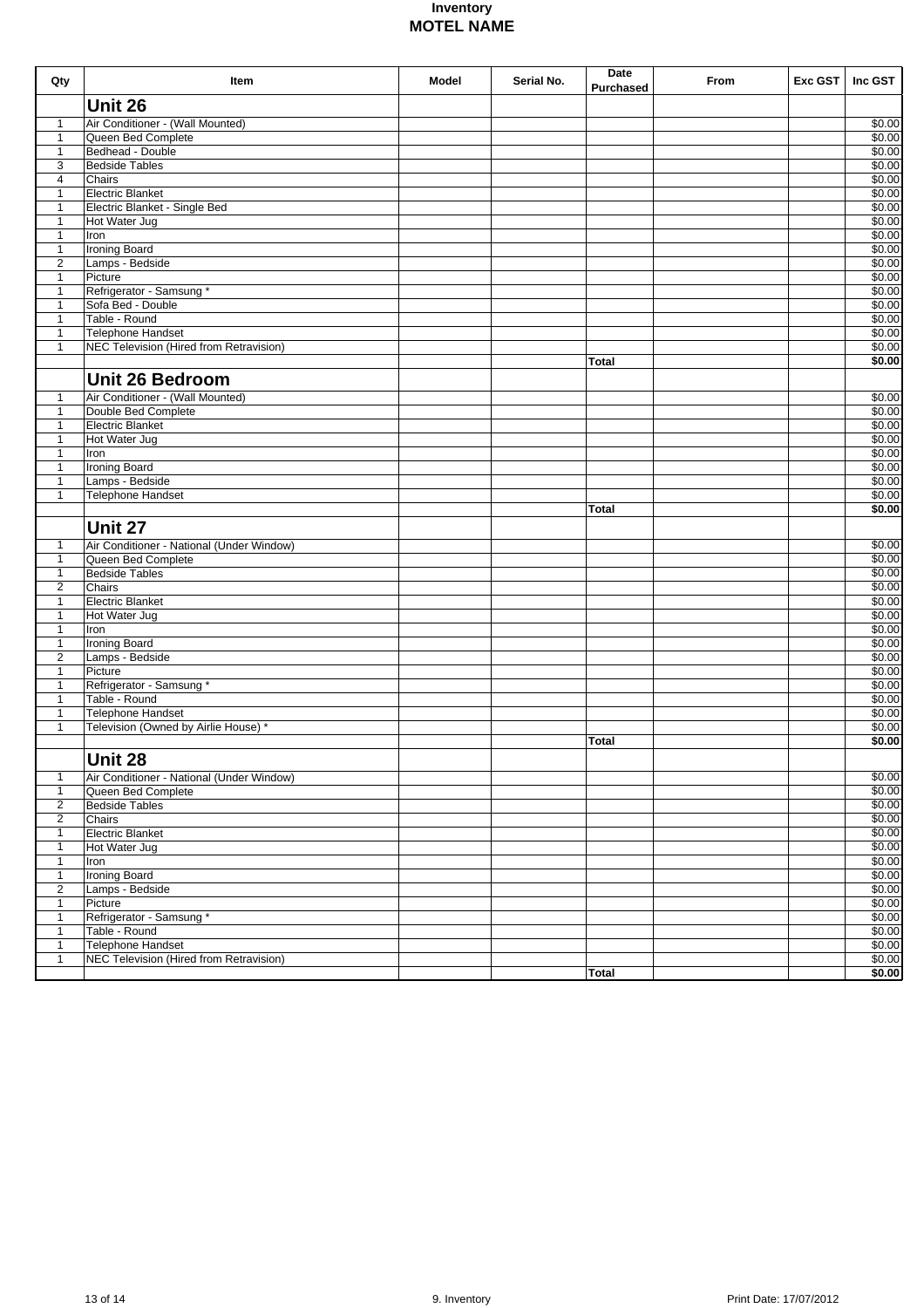# Inventory
## MOTEL NAME

| Qty | Item | Model | Serial No. | Date Purchased | From | Exc GST | Inc GST |
|---|---|---|---|---|---|---|---|
| | **Unit 26** | | | | | | |
| 1 | Air Conditioner - (Wall Mounted) | | | | | | $0.00 |
| 1 | Queen Bed Complete | | | | | | $0.00 |
| 1 | Bedhead - Double | | | | | | $0.00 |
| 3 | Bedside Tables | | | | | | $0.00 |
| 4 | Chairs | | | | | | $0.00 |
| 1 | Electric Blanket | | | | | | $0.00 |
| 1 | Electric Blanket - Single Bed | | | | | | $0.00 |
| 1 | Hot Water Jug | | | | | | $0.00 |
| 1 | Iron | | | | | | $0.00 |
| 1 | Ironing Board | | | | | | $0.00 |
| 2 | Lamps - Bedside | | | | | | $0.00 |
| 1 | Picture | | | | | | $0.00 |
| 1 | Refrigerator - Samsung * | | | | | | $0.00 |
| 1 | Sofa Bed - Double | | | | | | $0.00 |
| 1 | Table - Round | | | | | | $0.00 |
| 1 | Telephone Handset | | | | | | $0.00 |
| 1 | NEC Television (Hired from Retravision) | | | | | | $0.00 |
| | | | | **Total** | | | **$0.00** |
| | **Unit 26 Bedroom** | | | | | | |
| 1 | Air Conditioner - (Wall Mounted) | | | | | | $0.00 |
| 1 | Double Bed Complete | | | | | | $0.00 |
| 1 | Electric Blanket | | | | | | $0.00 |
| 1 | Hot Water Jug | | | | | | $0.00 |
| 1 | Iron | | | | | | $0.00 |
| 1 | Ironing Board | | | | | | $0.00 |
| 1 | Lamps - Bedside | | | | | | $0.00 |
| 1 | Telephone Handset | | | | | | $0.00 |
| | | | | **Total** | | | **$0.00** |
| | **Unit 27** | | | | | | |
| 1 | Air Conditioner - National (Under Window) | | | | | | $0.00 |
| 1 | Queen Bed Complete | | | | | | $0.00 |
| 1 | Bedside Tables | | | | | | $0.00 |
| 2 | Chairs | | | | | | $0.00 |
| 1 | Electric Blanket | | | | | | $0.00 |
| 1 | Hot Water Jug | | | | | | $0.00 |
| 1 | Iron | | | | | | $0.00 |
| 1 | Ironing Board | | | | | | $0.00 |
| 2 | Lamps - Bedside | | | | | | $0.00 |
| 1 | Picture | | | | | | $0.00 |
| 1 | Refrigerator - Samsung * | | | | | | $0.00 |
| 1 | Table - Round | | | | | | $0.00 |
| 1 | Telephone Handset | | | | | | $0.00 |
| 1 | Television (Owned by Airlie House) * | | | | | | $0.00 |
| | | | | **Total** | | | **$0.00** |
| | **Unit 28** | | | | | | |
| 1 | Air Conditioner - National (Under Window) | | | | | | $0.00 |
| 1 | Queen Bed Complete | | | | | | $0.00 |
| 2 | Bedside Tables | | | | | | $0.00 |
| 2 | Chairs | | | | | | $0.00 |
| 1 | Electric Blanket | | | | | | $0.00 |
| 1 | Hot Water Jug | | | | | | $0.00 |
| 1 | Iron | | | | | | $0.00 |
| 1 | Ironing Board | | | | | | $0.00 |
| 2 | Lamps - Bedside | | | | | | $0.00 |
| 1 | Picture | | | | | | $0.00 |
| 1 | Refrigerator - Samsung * | | | | | | $0.00 |
| 1 | Table - Round | | | | | | $0.00 |
| 1 | Telephone Handset | | | | | | $0.00 |
| 1 | NEC Television (Hired from Retravision) | | | | | | $0.00 |
| | | | | **Total** | | | **$0.00** |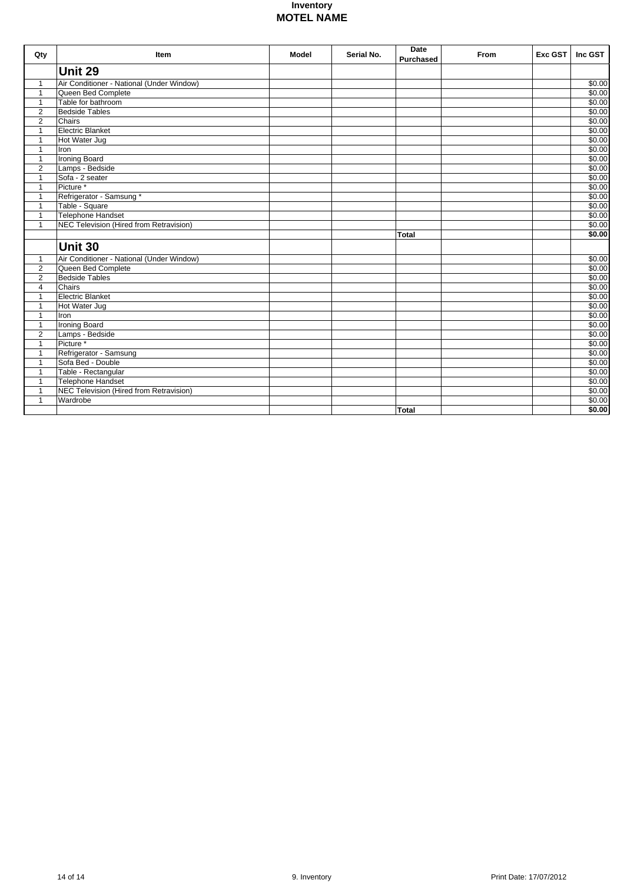# Inventory
## MOTEL NAME

| Qty | Item | Model | Serial No. | Date Purchased | From | Exc GST | Inc GST |
|---|---|---|---|---|---|---|---|
| | **Unit 29** | | | | | | |
| 1 | Air Conditioner - National (Under Window) | | | | | | $0.00 |
| 1 | Queen Bed Complete | | | | | | $0.00 |
| 1 | Table for bathroom | | | | | | $0.00 |
| 2 | Bedside Tables | | | | | | $0.00 |
| 2 | Chairs | | | | | | $0.00 |
| 1 | Electric Blanket | | | | | | $0.00 |
| 1 | Hot Water Jug | | | | | | $0.00 |
| 1 | Iron | | | | | | $0.00 |
| 1 | Ironing Board | | | | | | $0.00 |
| 2 | Lamps - Bedside | | | | | | $0.00 |
| 1 | Sofa - 2 seater | | | | | | $0.00 |
| 1 | Picture * | | | | | | $0.00 |
| 1 | Refrigerator - Samsung * | | | | | | $0.00 |
| 1 | Table - Square | | | | | | $0.00 |
| 1 | Telephone Handset | | | | | | $0.00 |
| 1 | NEC Television (Hired from Retravision) | | | | | | $0.00 |
| | | | | **Total** | | | **$0.00** |
| | **Unit 30** | | | | | | |
| 1 | Air Conditioner - National (Under Window) | | | | | | $0.00 |
| 2 | Queen Bed Complete | | | | | | $0.00 |
| 2 | Bedside Tables | | | | | | $0.00 |
| 4 | Chairs | | | | | | $0.00 |
| 1 | Electric Blanket | | | | | | $0.00 |
| 1 | Hot Water Jug | | | | | | $0.00 |
| 1 | Iron | | | | | | $0.00 |
| 1 | Ironing Board | | | | | | $0.00 |
| 2 | Lamps - Bedside | | | | | | $0.00 |
| 1 | Picture * | | | | | | $0.00 |
| 1 | Refrigerator - Samsung | | | | | | $0.00 |
| 1 | Sofa Bed - Double | | | | | | $0.00 |
| 1 | Table - Rectangular | | | | | | $0.00 |
| 1 | Telephone Handset | | | | | | $0.00 |
| 1 | NEC Television (Hired from Retravision) | | | | | | $0.00 |
| 1 | Wardrobe | | | | | | $0.00 |
| | | | | **Total** | | | **$0.00** |

9. Inventory

Print Date: 17/07/2012